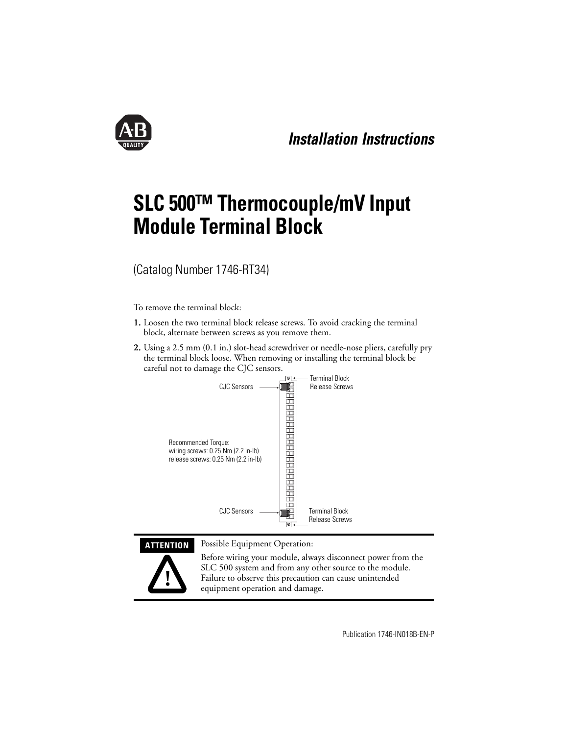*Installation Instructions*

# SLC 500™ Thermocouple/mV Input Module Terminal Block

(Catalog Number 1746-RT34)

To remove the terminal block:

1. Loosen the two terminal block release screws. To avoid cracking the terminal block, alternate between screws as you remove them.
2. Using a 2.5 mm (0.1 in.) slot-head screwdriver or needle-nose pliers, carefully pry the terminal block loose. When removing or installing the terminal block be careful not to damage the CJC sensors.

CJC Sensors

Terminal Block Release Screws

Recommended Torque:
wiring screws: 0.25 Nm (2.2 in-lb)
release screws: 0.25 Nm (2.2 in-lb)

CJC Sensors

Terminal Block Release Screws

**ATTENTION**

Possible Equipment Operation:

Before wiring your module, always disconnect power from the SLC 500 system and from any other source to the module. Failure to observe this precaution can cause unintended equipment operation and damage.

Publication 1746-IN018B-EN-P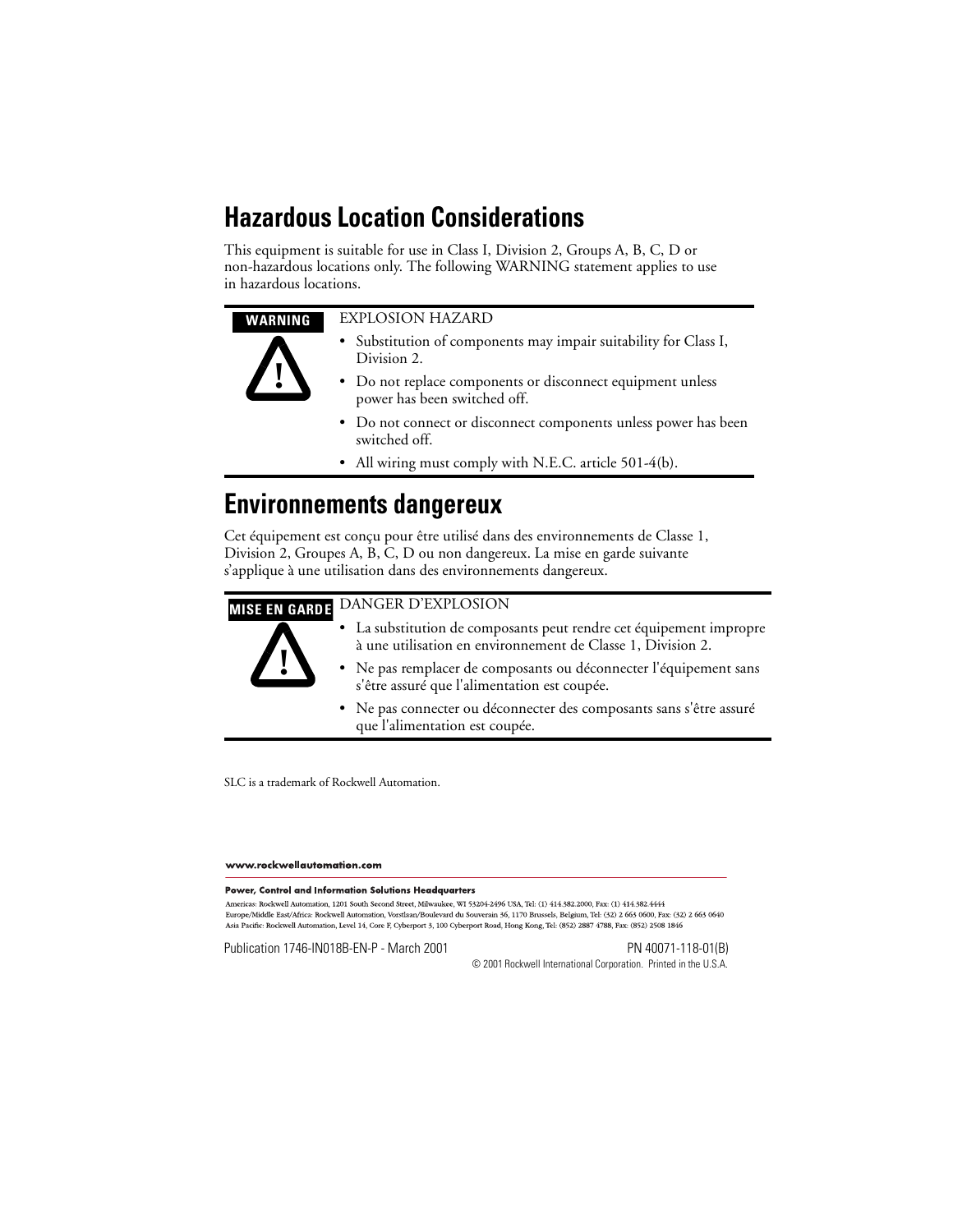## Hazardous Location Considerations

This equipment is suitable for use in Class I, Division 2, Groups A, B, C, D or non-hazardous locations only. The following WARNING statement applies to use in hazardous locations.

**WARNING**

EXPLOSION HAZARD

- Substitution of components may impair suitability for Class I, Division 2.
- Do not replace components or disconnect equipment unless power has been switched off.
- Do not connect or disconnect components unless power has been switched off.
- All wiring must comply with N.E.C. article 501-4(b).

## Environnements dangereux

Cet équipement est conçu pour être utilisé dans des environnements de Classe 1, Division 2, Groupes A, B, C, D ou non dangereux. La mise en garde suivante s'applique à une utilisation dans des environnements dangereux.

**MISE EN GARDE**

DANGER D'EXPLOSION

- La substitution de composants peut rendre cet équipement impropre à une utilisation en environnement de Classe 1, Division 2.
- Ne pas remplacer de composants ou déconnecter l'équipement sans s'être assuré que l'alimentation est coupée.
- Ne pas connecter ou déconnecter des composants sans s'être assuré que l'alimentation est coupée.

SLC is a trademark of Rockwell Automation.

**www.rockwellautomation.com**

**Power, Control and Information Solutions Headquarters**

Americas: Rockwell Automation, 1201 South Second Street, Milwaukee, WI 53204-2496 USA, Tel: (1) 414.382.2000, Fax: (1) 414.382.4444
Europe/Middle East/Africa: Rockwell Automation, Vorstlaan/Boulevard du Souverain 36, 1170 Brussels, Belgium, Tel: (32) 2 663 0600, Fax: (32) 2 663 0640
Asia Pacific: Rockwell Automation, Level 14, Core F, Cyberport 3, 100 Cyberport Road, Hong Kong, Tel: (852) 2887 4788, Fax: (852) 2508 1846

Publication 1746-IN018B-EN-P - March 2001 PN 40071-118-01(B)

© 2001 Rockwell International Corporation. Printed in the U.S.A.